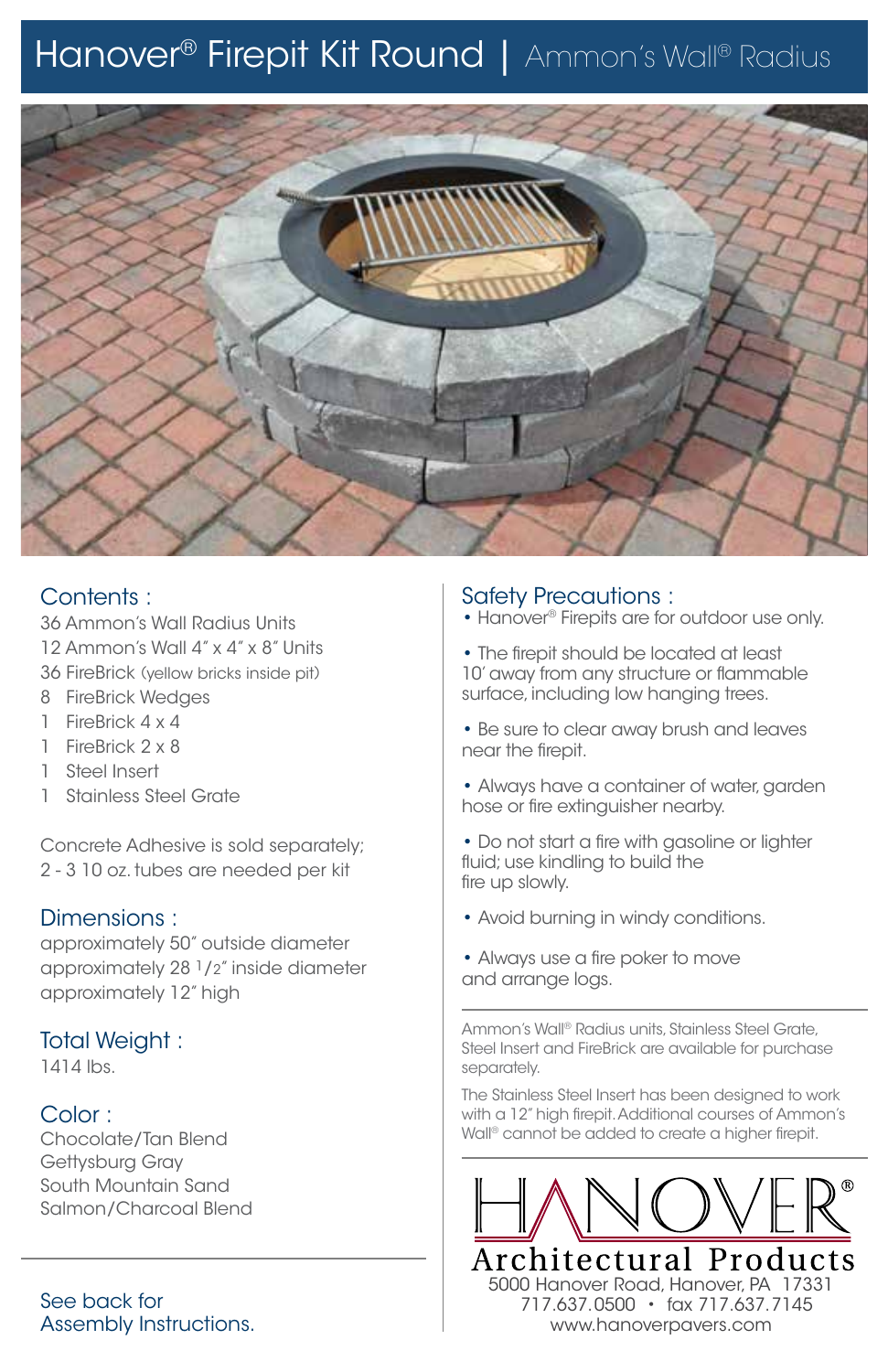# Hanover® Firepit Kit Round | Ammon's Wall® Radius

## Contents :

36 Ammon's Wall Radius Units
12 Ammon's Wall 4" x 4" x 8" Units
36 FireBrick (yellow bricks inside pit)
8 FireBrick Wedges
1 FireBrick 4 x 4
1 FireBrick 2 x 8
1 Steel Insert
1 Stainless Steel Grate

Concrete Adhesive is sold separately;
2 - 3 10 oz. tubes are needed per kit

## Dimensions :

approximately 50" outside diameter
approximately 28 1/2" inside diameter
approximately 12" high

## Total Weight :

1414 lbs.

## Color :

Chocolate/Tan Blend
Gettysburg Gray
South Mountain Sand
Salmon/Charcoal Blend

See back for Assembly Instructions.

## Safety Precautions :

- Hanover® Firepits are for outdoor use only.
- The firepit should be located at least 10' away from any structure or flammable surface, including low hanging trees.
- Be sure to clear away brush and leaves near the firepit.
- Always have a container of water, garden hose or fire extinguisher nearby.
- Do not start a fire with gasoline or lighter fluid; use kindling to build the fire up slowly.
- Avoid burning in windy conditions.
- Always use a fire poker to move and arrange logs.

Ammon's Wall® Radius units, Stainless Steel Grate, Steel Insert and FireBrick are available for purchase separately.

The Stainless Steel Insert has been designed to work with a 12" high firepit. Additional courses of Ammon's Wall® cannot be added to create a higher firepit.

HANOVER®
Architectural Products
5000 Hanover Road, Hanover, PA 17331
717.637.0500 • fax 717.637.7145
www.hanoverpavers.com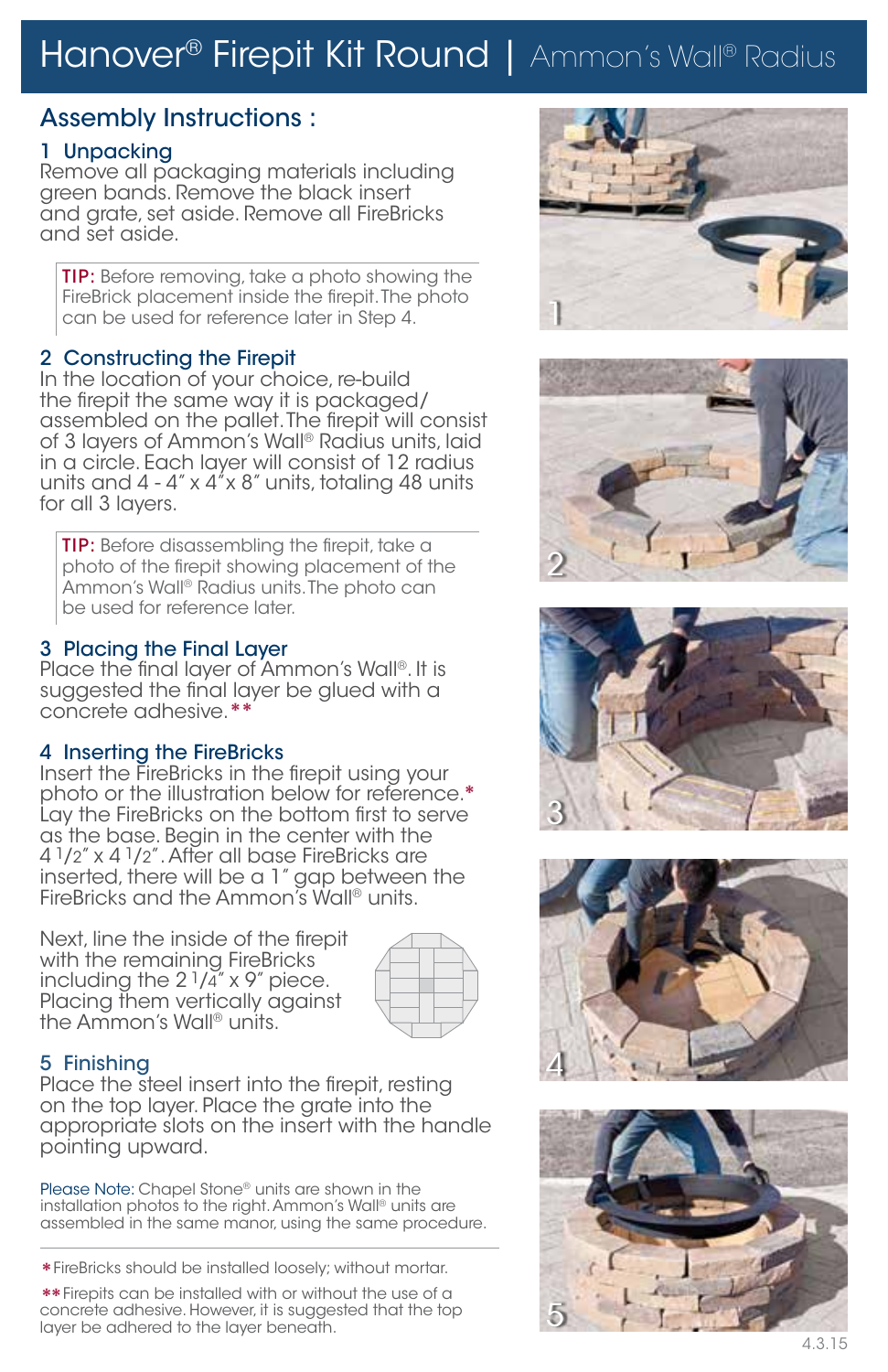# Hanover® Firepit Kit Round | Ammon's Wall® Radius

## Assembly Instructions :

### 1 Unpacking

Remove all packaging materials including green bands. Remove the black insert and grate, set aside. Remove all FireBricks and set aside.

> **TIP:** Before removing, take a photo showing the FireBrick placement inside the firepit. The photo can be used for reference later in Step 4.

### 2 Constructing the Firepit

In the location of your choice, re-build the firepit the same way it is packaged/ assembled on the pallet. The firepit will consist of 3 layers of Ammon's Wall® Radius units, laid in a circle. Each layer will consist of 12 radius units and 4 - 4" x 4"x 8" units, totaling 48 units for all 3 layers.

> **TIP:** Before disassembling the firepit, take a photo of the firepit showing placement of the Ammon's Wall® Radius units. The photo can be used for reference later.

### 3 Placing the Final Layer

Place the final layer of Ammon's Wall®. It is suggested the final layer be glued with a concrete adhesive.**

### 4 Inserting the FireBricks

Insert the FireBricks in the firepit using your photo or the illustration below for reference.* Lay the FireBricks on the bottom first to serve as the base. Begin in the center with the 4 1/2" x 4 1/2". After all base FireBricks are inserted, there will be a 1" gap between the FireBricks and the Ammon's Wall® units.

Next, line the inside of the firepit with the remaining FireBricks including the 2 1/4" x 9" piece. Placing them vertically against the Ammon's Wall® units.

### 5 Finishing

Place the steel insert into the firepit, resting on the top layer. Place the grate into the appropriate slots on the insert with the handle pointing upward.

Please Note: Chapel Stone® units are shown in the installation photos to the right. Ammon's Wall® units are assembled in the same manor, using the same procedure.

---

*FireBricks should be installed loosely; without mortar.

**Firepits can be installed with or without the use of a concrete adhesive. However, it is suggested that the top layer be adhered to the layer beneath.

1

2

3

4

5

4.3.15